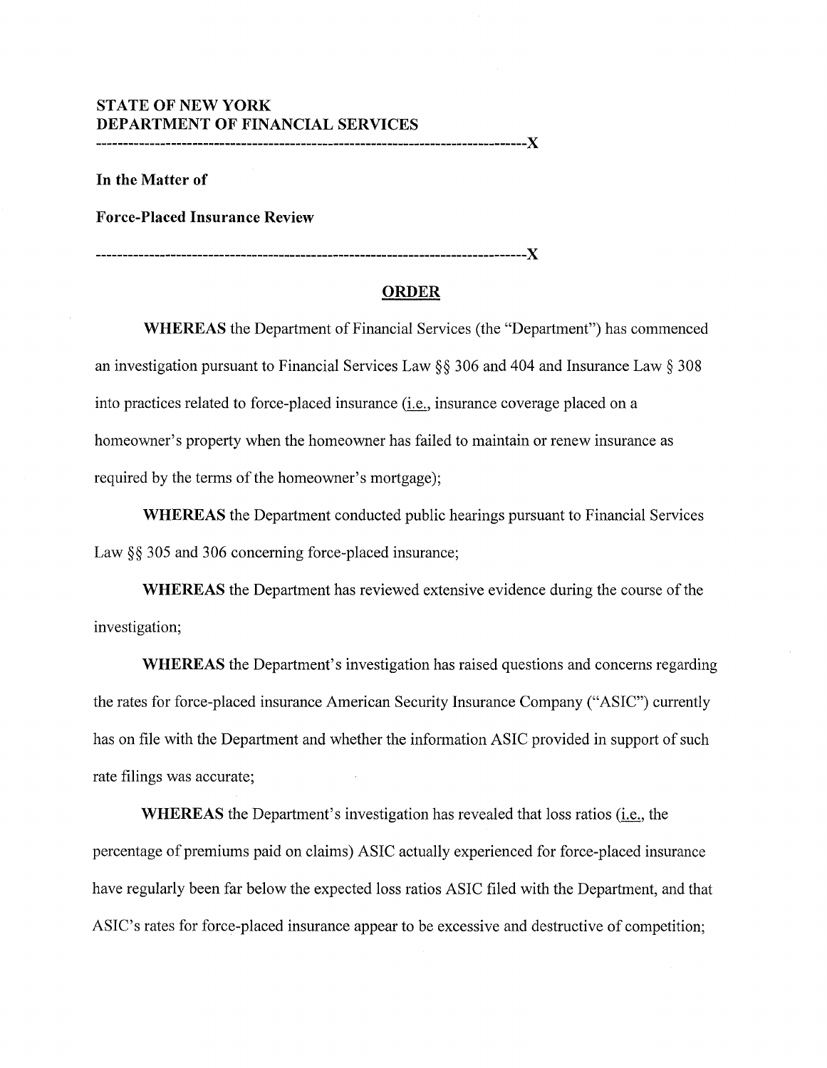**STATE OF NEW YORK**
**DEPARTMENT OF FINANCIAL SERVICES**

---

**In the Matter of**

**Force-Placed Insurance Review**

---

## ORDER

**WHEREAS** the Department of Financial Services (the "Department") has commenced an investigation pursuant to Financial Services Law §§ 306 and 404 and Insurance Law § 308 into practices related to force-placed insurance (i.e., insurance coverage placed on a homeowner's property when the homeowner has failed to maintain or renew insurance as required by the terms of the homeowner's mortgage);

**WHEREAS** the Department conducted public hearings pursuant to Financial Services Law §§ 305 and 306 concerning force-placed insurance;

**WHEREAS** the Department has reviewed extensive evidence during the course of the investigation;

**WHEREAS** the Department's investigation has raised questions and concerns regarding the rates for force-placed insurance American Security Insurance Company ("ASIC") currently has on file with the Department and whether the information ASIC provided in support of such rate filings was accurate;

**WHEREAS** the Department's investigation has revealed that loss ratios (i.e., the percentage of premiums paid on claims) ASIC actually experienced for force-placed insurance have regularly been far below the expected loss ratios ASIC filed with the Department, and that ASIC's rates for force-placed insurance appear to be excessive and destructive of competition;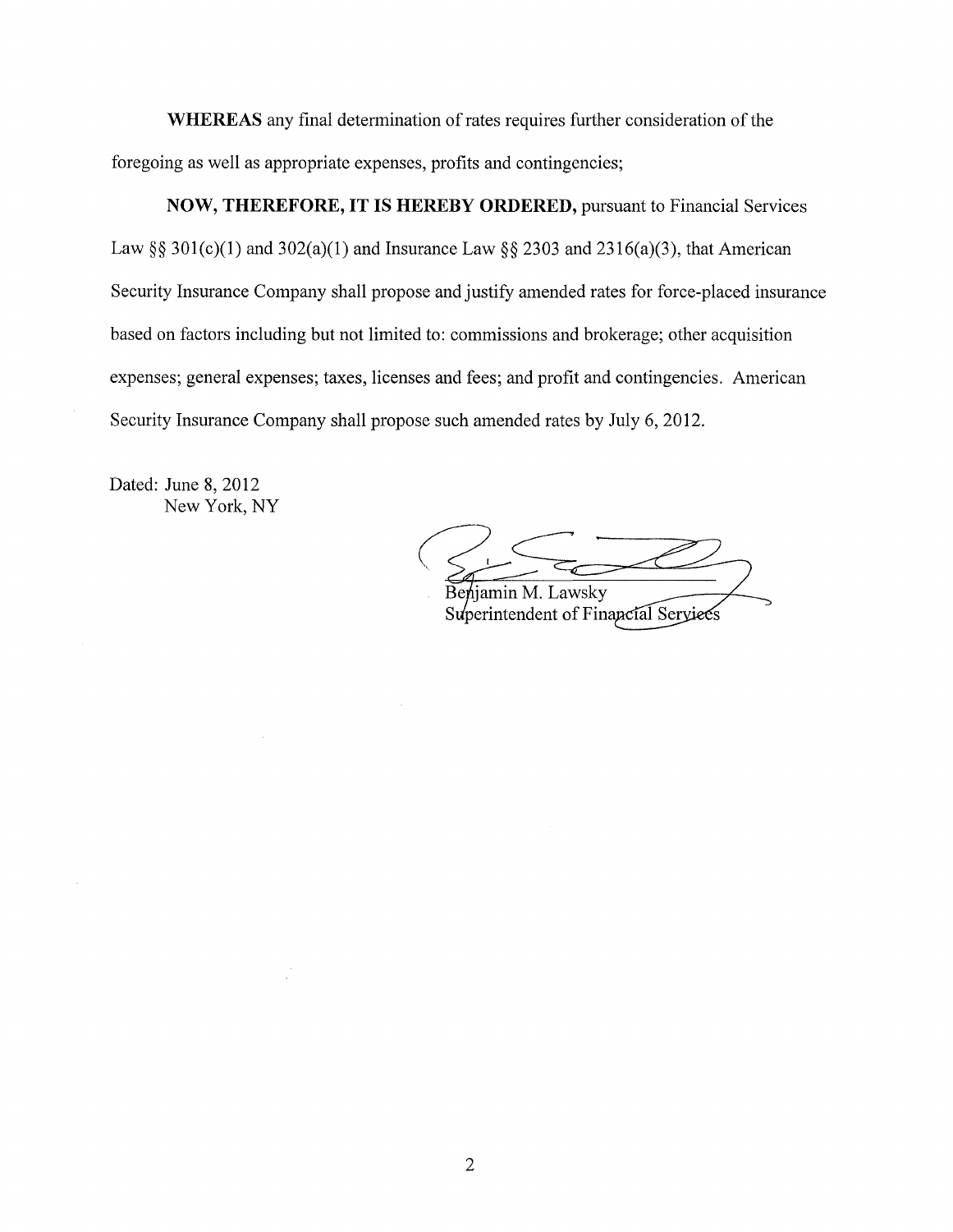**WHEREAS** any final determination of rates requires further consideration of the foregoing as well as appropriate expenses, profits and contingencies;

**NOW, THEREFORE, IT IS HEREBY ORDERED,** pursuant to Financial Services Law §§ 301(c)(1) and 302(a)(1) and Insurance Law §§ 2303 and 2316(a)(3), that American Security Insurance Company shall propose and justify amended rates for force-placed insurance based on factors including but not limited to: commissions and brokerage; other acquisition expenses; general expenses; taxes, licenses and fees; and profit and contingencies. American Security Insurance Company shall propose such amended rates by July 6, 2012.

Dated: June 8, 2012
New York, NY

Benjamin M. Lawsky
Superintendent of Financial Services